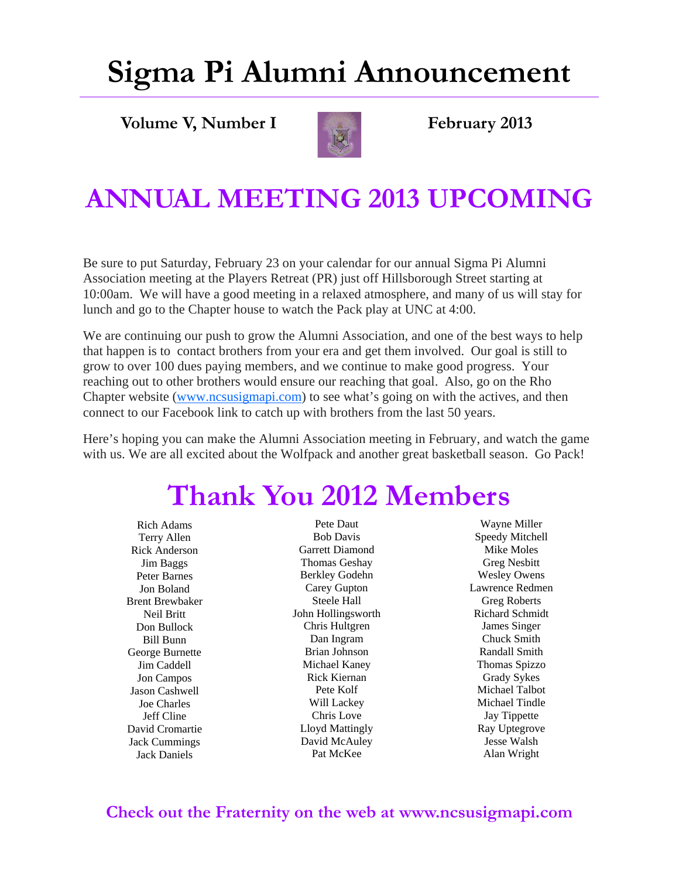# Sigma Pi Alumni Announcement

**Volume V, Number I** **February 2013**

## ANNUAL MEETING 2013 UPCOMING

Be sure to put Saturday, February 23 on your calendar for our annual Sigma Pi Alumni Association meeting at the Players Retreat (PR) just off Hillsborough Street starting at 10:00am. We will have a good meeting in a relaxed atmosphere, and many of us will stay for lunch and go to the Chapter house to watch the Pack play at UNC at 4:00.

We are continuing our push to grow the Alumni Association, and one of the best ways to help that happen is to contact brothers from your era and get them involved. Our goal is still to grow to over 100 dues paying members, and we continue to make good progress. Your reaching out to other brothers would ensure our reaching that goal. Also, go on the Rho Chapter website (www.ncsusigmapi.com) to see what's going on with the actives, and then connect to our Facebook link to catch up with brothers from the last 50 years.

Here's hoping you can make the Alumni Association meeting in February, and watch the game with us. We are all excited about the Wolfpack and another great basketball season. Go Pack!

## Thank You 2012 Members

Rich Adams
Terry Allen
Rick Anderson
Jim Baggs
Peter Barnes
Jon Boland
Brent Brewbaker
Neil Britt
Don Bullock
Bill Bunn
George Burnette
Jim Caddell
Jon Campos
Jason Cashwell
Joe Charles
Jeff Cline
David Cromartie
Jack Cummings
Jack Daniels
Pete Daut
Bob Davis
Garrett Diamond
Thomas Geshay
Berkley Godehn
Carey Gupton
Steele Hall
John Hollingsworth
Chris Hultgren
Dan Ingram
Brian Johnson
Michael Kaney
Rick Kiernan
Pete Kolf
Will Lackey
Chris Love
Lloyd Mattingly
David McAuley
Pat McKee
Wayne Miller
Speedy Mitchell
Mike Moles
Greg Nesbitt
Wesley Owens
Lawrence Redmen
Greg Roberts
Richard Schmidt
James Singer
Chuck Smith
Randall Smith
Thomas Spizzo
Grady Sykes
Michael Talbot
Michael Tindle
Jay Tippette
Ray Uptegrove
Jesse Walsh
Alan Wright

**Check out the Fraternity on the web at www.ncsusigmapi.com**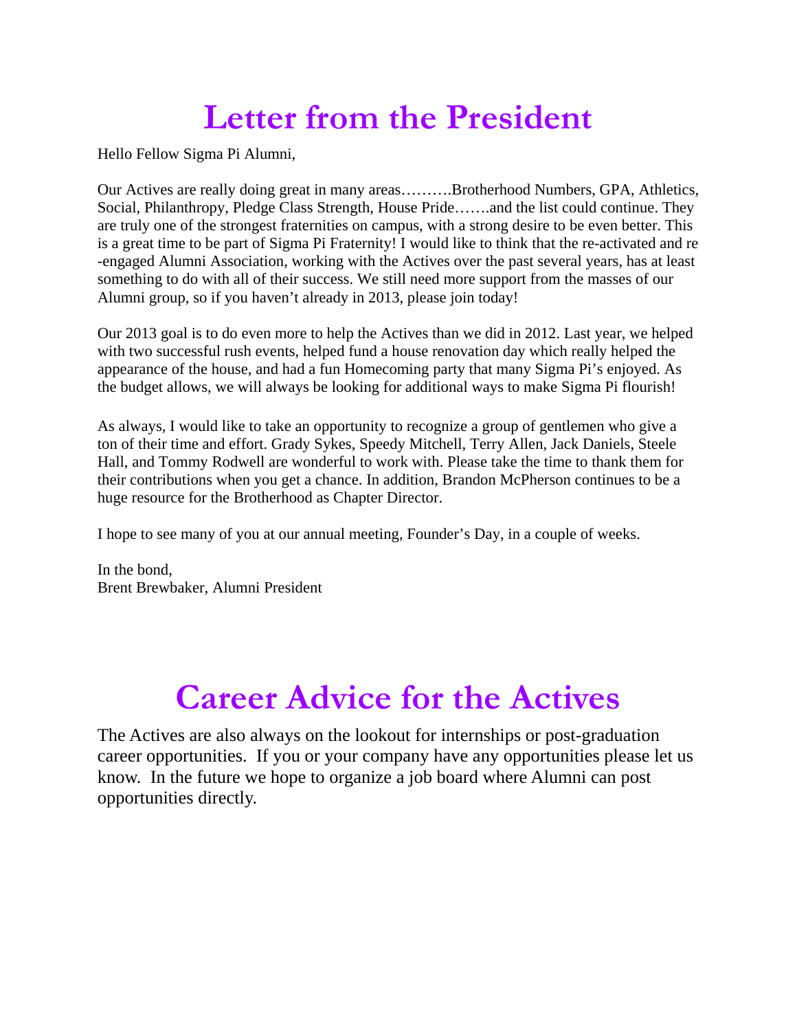# Letter from the President

Hello Fellow Sigma Pi Alumni,

Our Actives are really doing great in many areas……….Brotherhood Numbers, GPA, Athletics, Social, Philanthropy, Pledge Class Strength, House Pride…….and the list could continue. They are truly one of the strongest fraternities on campus, with a strong desire to be even better. This is a great time to be part of Sigma Pi Fraternity! I would like to think that the re-activated and re-engaged Alumni Association, working with the Actives over the past several years, has at least something to do with all of their success. We still need more support from the masses of our Alumni group, so if you haven't already in 2013, please join today!

Our 2013 goal is to do even more to help the Actives than we did in 2012. Last year, we helped with two successful rush events, helped fund a house renovation day which really helped the appearance of the house, and had a fun Homecoming party that many Sigma Pi's enjoyed. As the budget allows, we will always be looking for additional ways to make Sigma Pi flourish!

As always, I would like to take an opportunity to recognize a group of gentlemen who give a ton of their time and effort. Grady Sykes, Speedy Mitchell, Terry Allen, Jack Daniels, Steele Hall, and Tommy Rodwell are wonderful to work with. Please take the time to thank them for their contributions when you get a chance. In addition, Brandon McPherson continues to be a huge resource for the Brotherhood as Chapter Director.

I hope to see many of you at our annual meeting, Founder's Day, in a couple of weeks.

In the bond,
Brent Brewbaker, Alumni President

# Career Advice for the Actives

The Actives are also always on the lookout for internships or post-graduation career opportunities. If you or your company have any opportunities please let us know. In the future we hope to organize a job board where Alumni can post opportunities directly.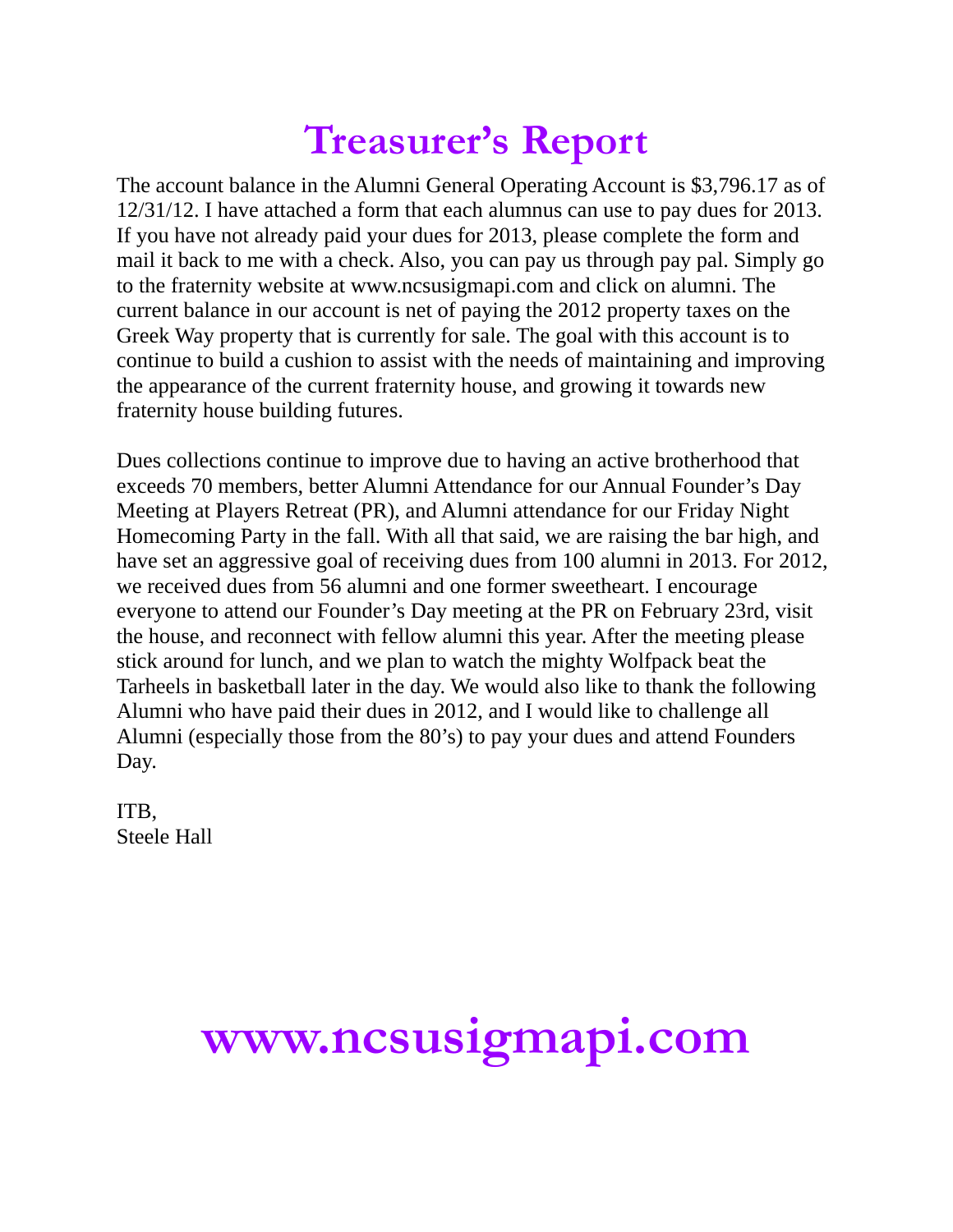# Treasurer's Report

The account balance in the Alumni General Operating Account is $3,796.17 as of 12/31/12. I have attached a form that each alumnus can use to pay dues for 2013. If you have not already paid your dues for 2013, please complete the form and mail it back to me with a check. Also, you can pay us through pay pal. Simply go to the fraternity website at www.ncsusigmapi.com and click on alumni. The current balance in our account is net of paying the 2012 property taxes on the Greek Way property that is currently for sale. The goal with this account is to continue to build a cushion to assist with the needs of maintaining and improving the appearance of the current fraternity house, and growing it towards new fraternity house building futures.

Dues collections continue to improve due to having an active brotherhood that exceeds 70 members, better Alumni Attendance for our Annual Founder's Day Meeting at Players Retreat (PR), and Alumni attendance for our Friday Night Homecoming Party in the fall. With all that said, we are raising the bar high, and have set an aggressive goal of receiving dues from 100 alumni in 2013. For 2012, we received dues from 56 alumni and one former sweetheart. I encourage everyone to attend our Founder's Day meeting at the PR on February 23rd, visit the house, and reconnect with fellow alumni this year. After the meeting please stick around for lunch, and we plan to watch the mighty Wolfpack beat the Tarheels in basketball later in the day. We would also like to thank the following Alumni who have paid their dues in 2012, and I would like to challenge all Alumni (especially those from the 80's) to pay your dues and attend Founders Day.

ITB,
Steele Hall

# www.ncsusigmapi.com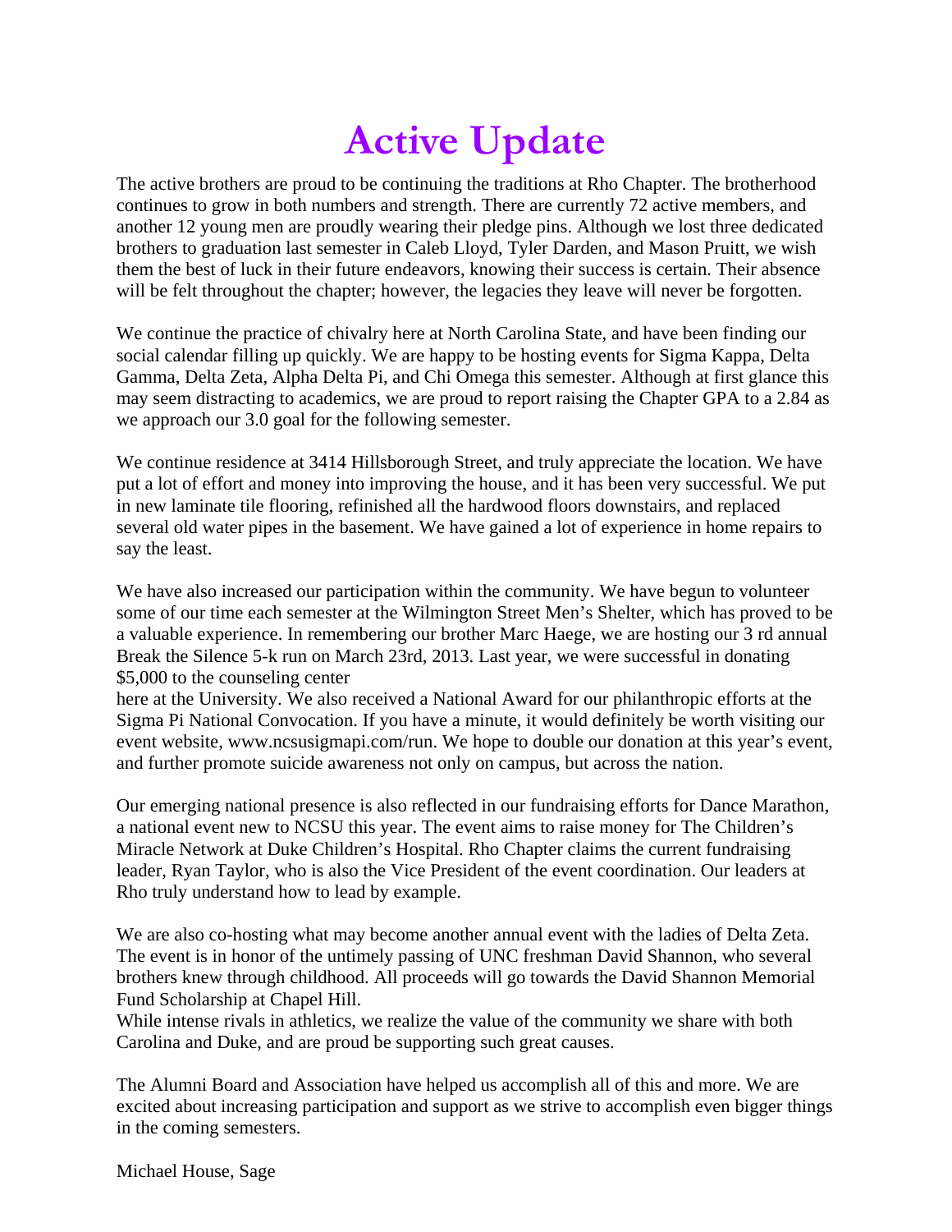# Active Update

The active brothers are proud to be continuing the traditions at Rho Chapter. The brotherhood continues to grow in both numbers and strength. There are currently 72 active members, and another 12 young men are proudly wearing their pledge pins. Although we lost three dedicated brothers to graduation last semester in Caleb Lloyd, Tyler Darden, and Mason Pruitt, we wish them the best of luck in their future endeavors, knowing their success is certain. Their absence will be felt throughout the chapter; however, the legacies they leave will never be forgotten.

We continue the practice of chivalry here at North Carolina State, and have been finding our social calendar filling up quickly. We are happy to be hosting events for Sigma Kappa, Delta Gamma, Delta Zeta, Alpha Delta Pi, and Chi Omega this semester. Although at first glance this may seem distracting to academics, we are proud to report raising the Chapter GPA to a 2.84 as we approach our 3.0 goal for the following semester.

We continue residence at 3414 Hillsborough Street, and truly appreciate the location. We have put a lot of effort and money into improving the house, and it has been very successful. We put in new laminate tile flooring, refinished all the hardwood floors downstairs, and replaced several old water pipes in the basement. We have gained a lot of experience in home repairs to say the least.

We have also increased our participation within the community. We have begun to volunteer some of our time each semester at the Wilmington Street Men's Shelter, which has proved to be a valuable experience. In remembering our brother Marc Haege, we are hosting our 3 rd annual Break the Silence 5-k run on March 23rd, 2013. Last year, we were successful in donating $5,000 to the counseling center
here at the University. We also received a National Award for our philanthropic efforts at the Sigma Pi National Convocation. If you have a minute, it would definitely be worth visiting our event website, www.ncsusigmapi.com/run. We hope to double our donation at this year's event, and further promote suicide awareness not only on campus, but across the nation.

Our emerging national presence is also reflected in our fundraising efforts for Dance Marathon, a national event new to NCSU this year. The event aims to raise money for The Children's Miracle Network at Duke Children's Hospital. Rho Chapter claims the current fundraising leader, Ryan Taylor, who is also the Vice President of the event coordination. Our leaders at Rho truly understand how to lead by example.

We are also co-hosting what may become another annual event with the ladies of Delta Zeta. The event is in honor of the untimely passing of UNC freshman David Shannon, who several brothers knew through childhood. All proceeds will go towards the David Shannon Memorial Fund Scholarship at Chapel Hill.
While intense rivals in athletics, we realize the value of the community we share with both Carolina and Duke, and are proud be supporting such great causes.

The Alumni Board and Association have helped us accomplish all of this and more. We are excited about increasing participation and support as we strive to accomplish even bigger things in the coming semesters.

Michael House, Sage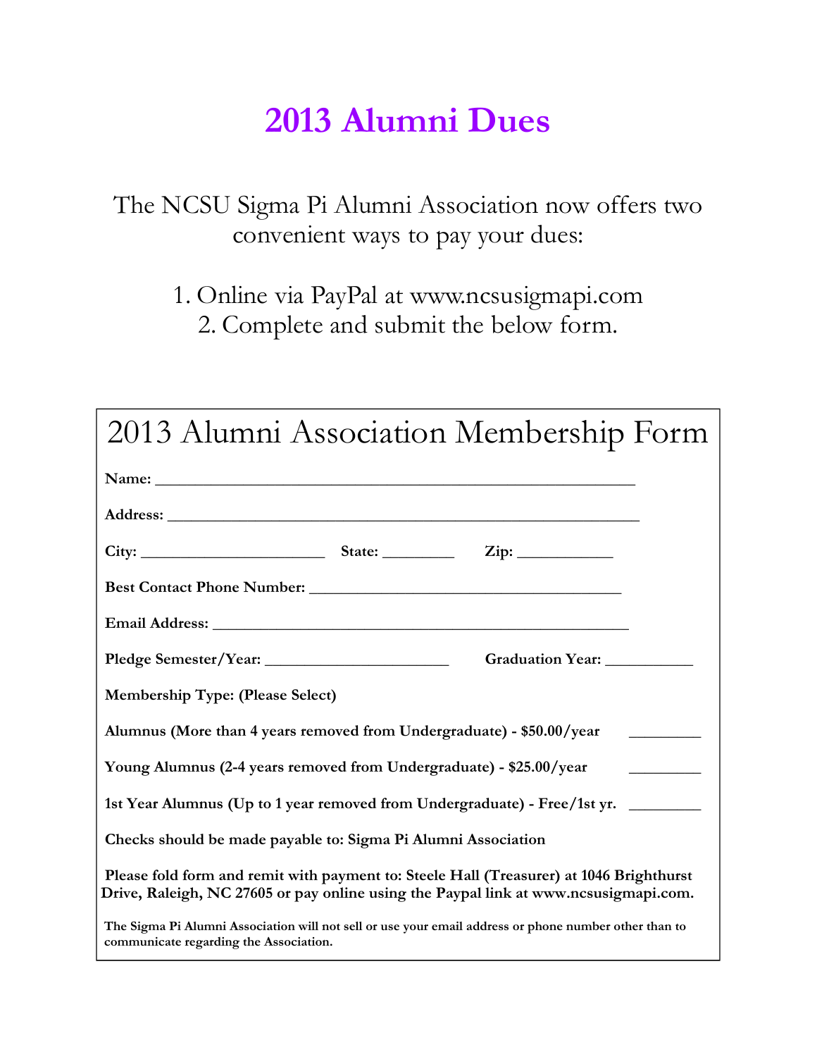# 2013 Alumni Dues

The NCSU Sigma Pi Alumni Association now offers two convenient ways to pay your dues:

1. Online via PayPal at www.ncsusigmapi.com
2. Complete and submit the below form.

## 2013 Alumni Association Membership Form

**Name:** ____________________________________________________________

**Address:** __________________________________________________________

**City:** _______________________ **State:** _________ **Zip:** ____________

**Best Contact Phone Number:** _______________________________________

**Email Address:** ____________________________________________________

**Pledge Semester/Year:** _______________________ **Graduation Year:** ___________

**Membership Type: (Please Select)**

**Alumnus (More than 4 years removed from Undergraduate) - $50.00/year** _________

**Young Alumnus (2-4 years removed from Undergraduate) - $25.00/year** _________

**1st Year Alumnus (Up to 1 year removed from Undergraduate) - Free/1st yr.** _________

**Checks should be made payable to: Sigma Pi Alumni Association**

**Please fold form and remit with payment to: Steele Hall (Treasurer) at 1046 Brighthurst Drive, Raleigh, NC 27605 or pay online using the Paypal link at www.ncsusigmapi.com.**

**The Sigma Pi Alumni Association will not sell or use your email address or phone number other than to communicate regarding the Association.**